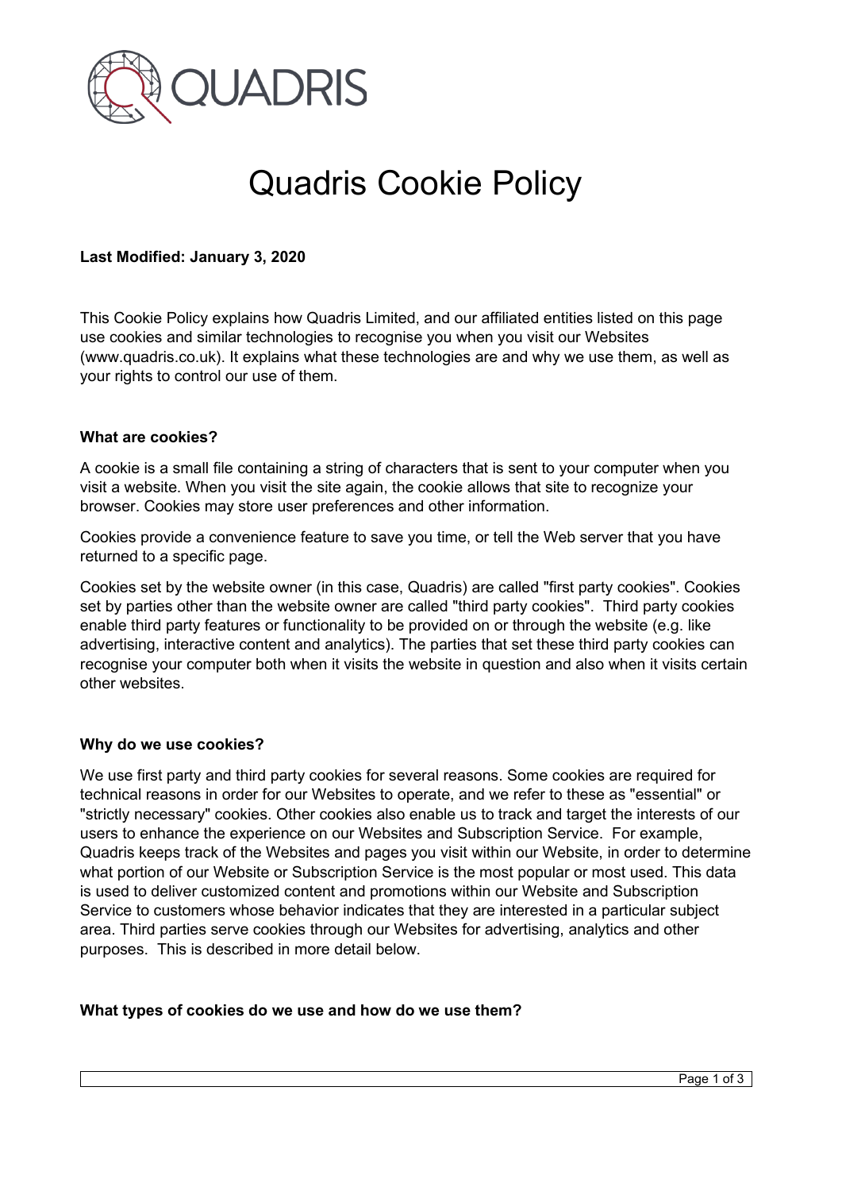# Quadris Cookie Policy

**Last Modified: January 3, 2020**

This Cookie Policy explains how Quadris Limited, and our affiliated entities listed on this page use cookies and similar technologies to recognise you when you visit our Websites (www.quadris.co.uk). It explains what these technologies are and why we use them, as well as your rights to control our use of them.

**What are cookies?**

A cookie is a small file containing a string of characters that is sent to your computer when you visit a website. When you visit the site again, the cookie allows that site to recognize your browser. Cookies may store user preferences and other information.

Cookies provide a convenience feature to save you time, or tell the Web server that you have returned to a specific page.

Cookies set by the website owner (in this case, Quadris) are called "first party cookies". Cookies set by parties other than the website owner are called "third party cookies". Third party cookies enable third party features or functionality to be provided on or through the website (e.g. like advertising, interactive content and analytics). The parties that set these third party cookies can recognise your computer both when it visits the website in question and also when it visits certain other websites.

**Why do we use cookies?**

We use first party and third party cookies for several reasons. Some cookies are required for technical reasons in order for our Websites to operate, and we refer to these as "essential" or "strictly necessary" cookies. Other cookies also enable us to track and target the interests of our users to enhance the experience on our Websites and Subscription Service. For example, Quadris keeps track of the Websites and pages you visit within our Website, in order to determine what portion of our Website or Subscription Service is the most popular or most used. This data is used to deliver customized content and promotions within our Website and Subscription Service to customers whose behavior indicates that they are interested in a particular subject area. Third parties serve cookies through our Websites for advertising, analytics and other purposes. This is described in more detail below.

**What types of cookies do we use and how do we use them?**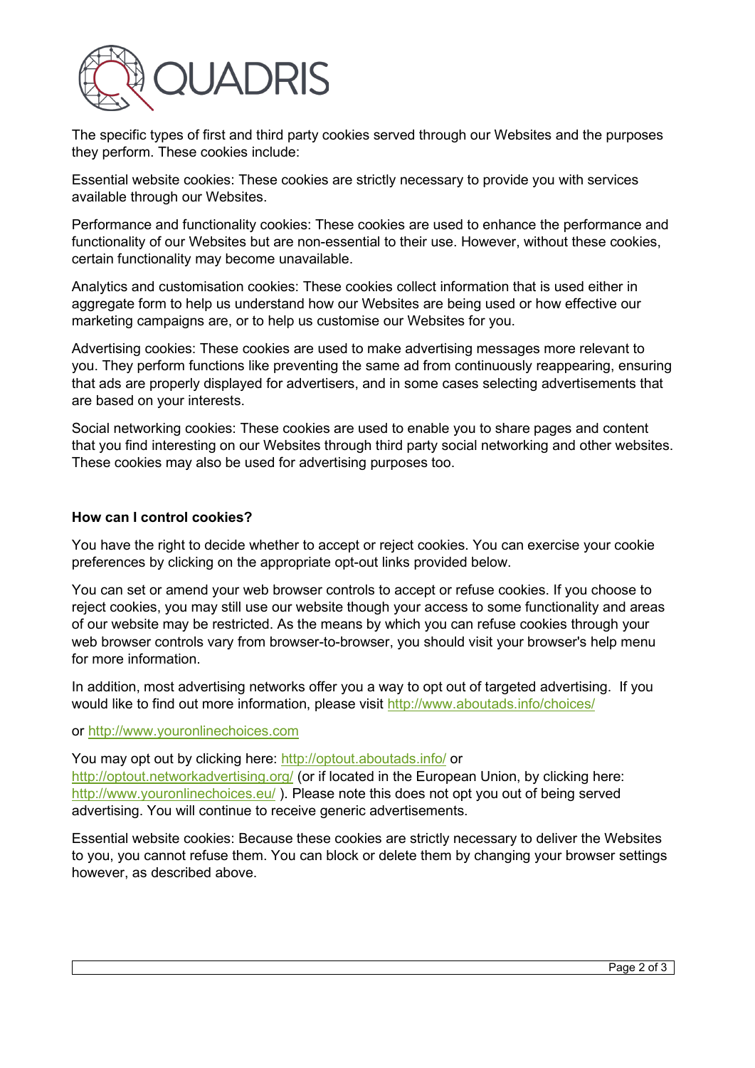The specific types of first and third party cookies served through our Websites and the purposes they perform. These cookies include:

Essential website cookies: These cookies are strictly necessary to provide you with services available through our Websites.

Performance and functionality cookies: These cookies are used to enhance the performance and functionality of our Websites but are non-essential to their use. However, without these cookies, certain functionality may become unavailable.

Analytics and customisation cookies: These cookies collect information that is used either in aggregate form to help us understand how our Websites are being used or how effective our marketing campaigns are, or to help us customise our Websites for you.

Advertising cookies: These cookies are used to make advertising messages more relevant to you. They perform functions like preventing the same ad from continuously reappearing, ensuring that ads are properly displayed for advertisers, and in some cases selecting advertisements that are based on your interests.

Social networking cookies: These cookies are used to enable you to share pages and content that you find interesting on our Websites through third party social networking and other websites. These cookies may also be used for advertising purposes too.

**How can I control cookies?**

You have the right to decide whether to accept or reject cookies. You can exercise your cookie preferences by clicking on the appropriate opt-out links provided below.

You can set or amend your web browser controls to accept or refuse cookies. If you choose to reject cookies, you may still use our website though your access to some functionality and areas of our website may be restricted. As the means by which you can refuse cookies through your web browser controls vary from browser-to-browser, you should visit your browser's help menu for more information.

In addition, most advertising networks offer you a way to opt out of targeted advertising. If you would like to find out more information, please visit http://www.aboutads.info/choices/

or http://www.youronlinechoices.com

You may opt out by clicking here: http://optout.aboutads.info/ or http://optout.networkadvertising.org/ (or if located in the European Union, by clicking here: http://www.youronlinechoices.eu/ ). Please note this does not opt you out of being served advertising. You will continue to receive generic advertisements.

Essential website cookies: Because these cookies are strictly necessary to deliver the Websites to you, you cannot refuse them. You can block or delete them by changing your browser settings however, as described above.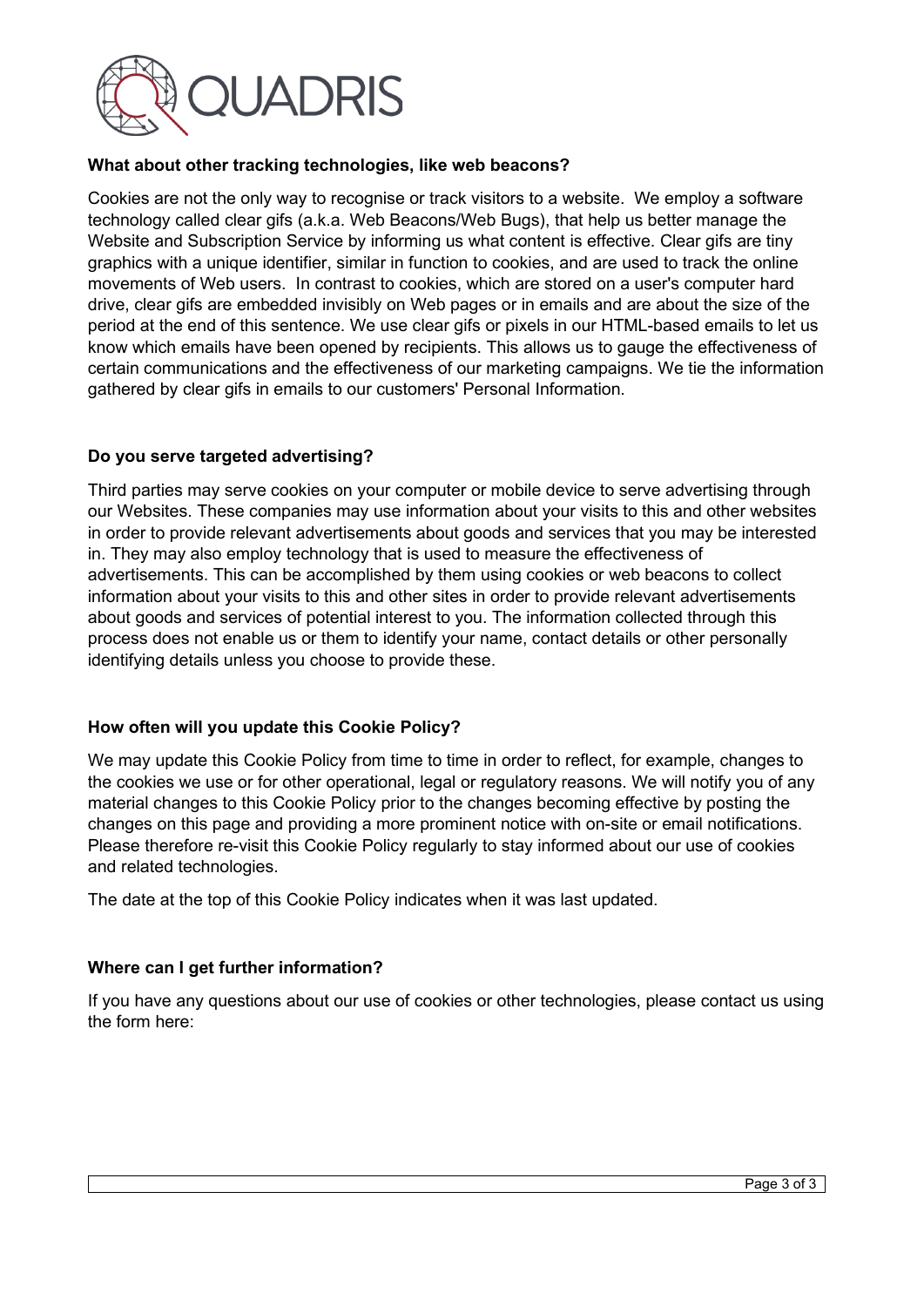**What about other tracking technologies, like web beacons?**

Cookies are not the only way to recognise or track visitors to a website. We employ a software technology called clear gifs (a.k.a. Web Beacons/Web Bugs), that help us better manage the Website and Subscription Service by informing us what content is effective. Clear gifs are tiny graphics with a unique identifier, similar in function to cookies, and are used to track the online movements of Web users. In contrast to cookies, which are stored on a user's computer hard drive, clear gifs are embedded invisibly on Web pages or in emails and are about the size of the period at the end of this sentence. We use clear gifs or pixels in our HTML-based emails to let us know which emails have been opened by recipients. This allows us to gauge the effectiveness of certain communications and the effectiveness of our marketing campaigns. We tie the information gathered by clear gifs in emails to our customers' Personal Information.

**Do you serve targeted advertising?**

Third parties may serve cookies on your computer or mobile device to serve advertising through our Websites. These companies may use information about your visits to this and other websites in order to provide relevant advertisements about goods and services that you may be interested in. They may also employ technology that is used to measure the effectiveness of advertisements. This can be accomplished by them using cookies or web beacons to collect information about your visits to this and other sites in order to provide relevant advertisements about goods and services of potential interest to you. The information collected through this process does not enable us or them to identify your name, contact details or other personally identifying details unless you choose to provide these.

**How often will you update this Cookie Policy?**

We may update this Cookie Policy from time to time in order to reflect, for example, changes to the cookies we use or for other operational, legal or regulatory reasons. We will notify you of any material changes to this Cookie Policy prior to the changes becoming effective by posting the changes on this page and providing a more prominent notice with on-site or email notifications. Please therefore re-visit this Cookie Policy regularly to stay informed about our use of cookies and related technologies.

The date at the top of this Cookie Policy indicates when it was last updated.

**Where can I get further information?**

If you have any questions about our use of cookies or other technologies, please contact us using the form here: